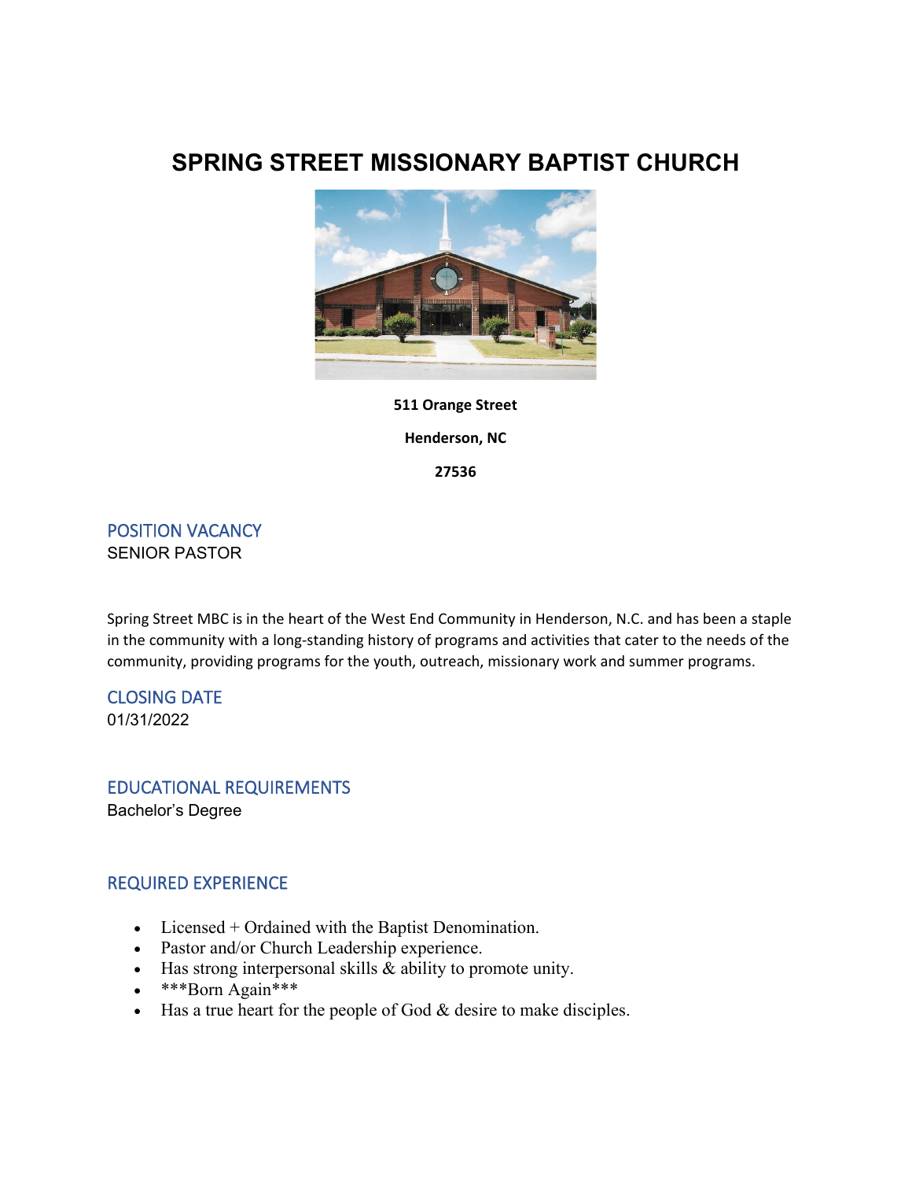# SPRING STREET MISSIONARY BAPTIST CHURCH

**511 Orange Street**

**Henderson, NC**

**27536**

## POSITION VACANCY

SENIOR PASTOR

Spring Street MBC is in the heart of the West End Community in Henderson, N.C. and has been a staple in the community with a long-standing history of programs and activities that cater to the needs of the community, providing programs for the youth, outreach, missionary work and summer programs.

## CLOSING DATE

01/31/2022

## EDUCATIONAL REQUIREMENTS

Bachelor's Degree

## REQUIRED EXPERIENCE

- Licensed + Ordained with the Baptist Denomination.
- Pastor and/or Church Leadership experience.
- Has strong interpersonal skills & ability to promote unity.
- ***Born Again***
- Has a true heart for the people of God & desire to make disciples.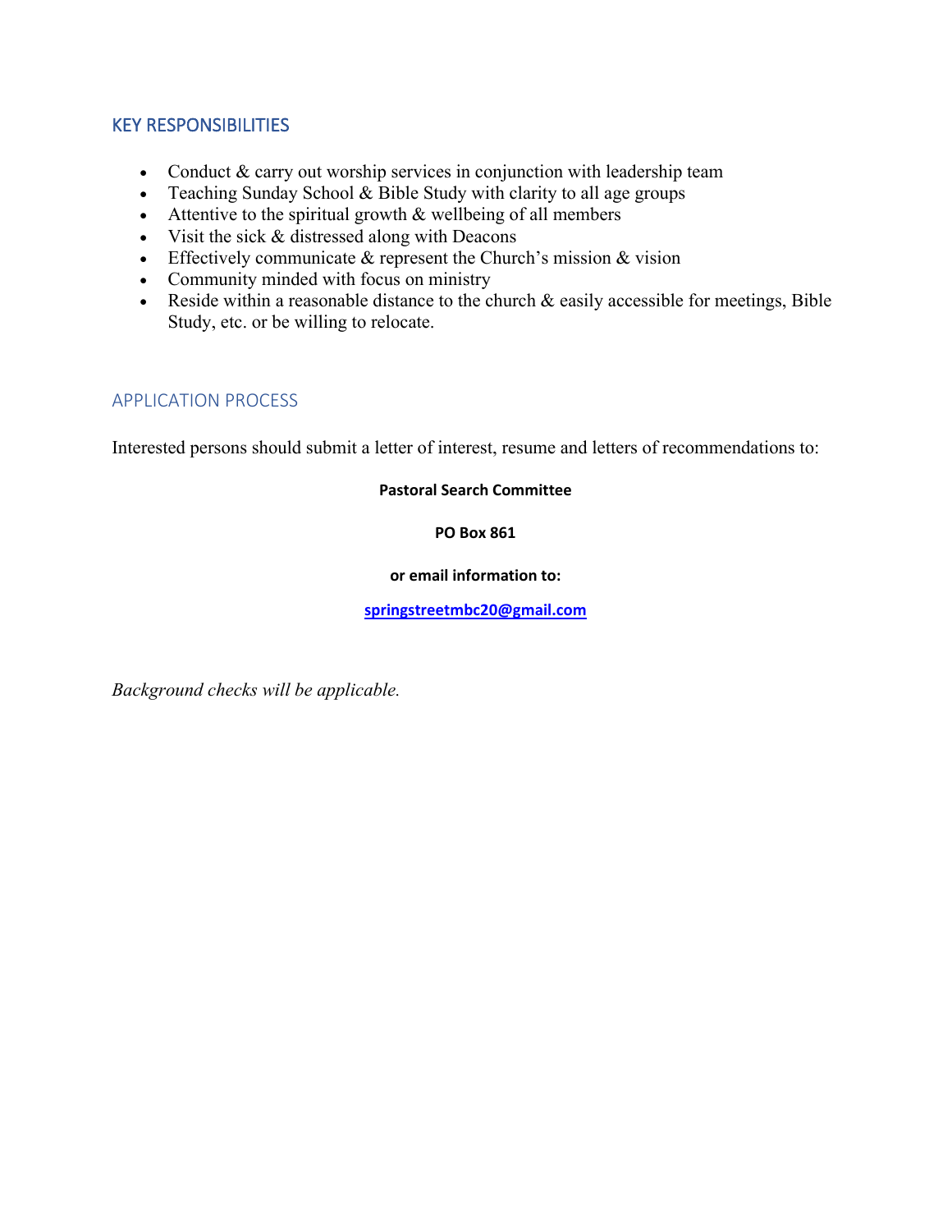## KEY RESPONSIBILITIES

- Conduct & carry out worship services in conjunction with leadership team
- Teaching Sunday School & Bible Study with clarity to all age groups
- Attentive to the spiritual growth & wellbeing of all members
- Visit the sick & distressed along with Deacons
- Effectively communicate & represent the Church's mission & vision
- Community minded with focus on ministry
- Reside within a reasonable distance to the church & easily accessible for meetings, Bible Study, etc. or be willing to relocate.

## APPLICATION PROCESS

Interested persons should submit a letter of interest, resume and letters of recommendations to:

**Pastoral Search Committee**

**PO Box 861**

**or email information to:**

**springstreetmbc20@gmail.com**

*Background checks will be applicable.*